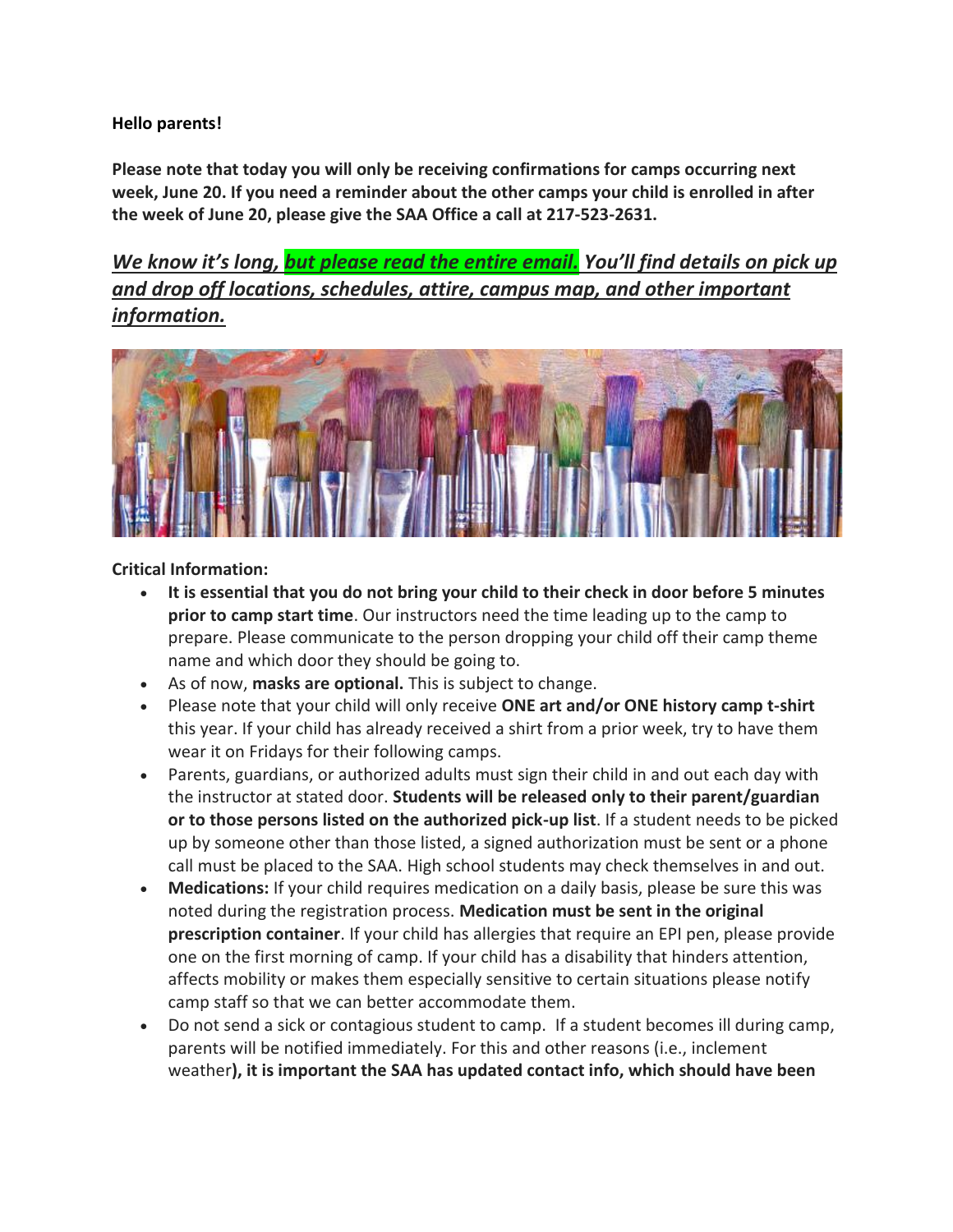**Hello parents!**

**Please note that today you will only be receiving confirmations for camps occurring next week, June 20. If you need a reminder about the other camps your child is enrolled in after the week of June 20, please give the SAA Office a call at 217-523-2631.**

***We know it's long, but please read the entire email. You'll find details on pick up and drop off locations, schedules, attire, campus map, and other important information.***

**Critical Information:**

- **It is essential that you do not bring your child to their check in door before 5 minutes prior to camp start time**. Our instructors need the time leading up to the camp to prepare. Please communicate to the person dropping your child off their camp theme name and which door they should be going to.
- As of now, **masks are optional.** This is subject to change.
- Please note that your child will only receive **ONE art and/or ONE history camp t-shirt** this year. If your child has already received a shirt from a prior week, try to have them wear it on Fridays for their following camps.
- Parents, guardians, or authorized adults must sign their child in and out each day with the instructor at stated door. **Students will be released only to their parent/guardian or to those persons listed on the authorized pick-up list**. If a student needs to be picked up by someone other than those listed, a signed authorization must be sent or a phone call must be placed to the SAA. High school students may check themselves in and out.
- **Medications:** If your child requires medication on a daily basis, please be sure this was noted during the registration process. **Medication must be sent in the original prescription container**. If your child has allergies that require an EPI pen, please provide one on the first morning of camp. If your child has a disability that hinders attention, affects mobility or makes them especially sensitive to certain situations please notify camp staff so that we can better accommodate them.
- Do not send a sick or contagious student to camp. If a student becomes ill during camp, parents will be notified immediately. For this and other reasons (i.e., inclement weather**), it is important the SAA has updated contact info, which should have been**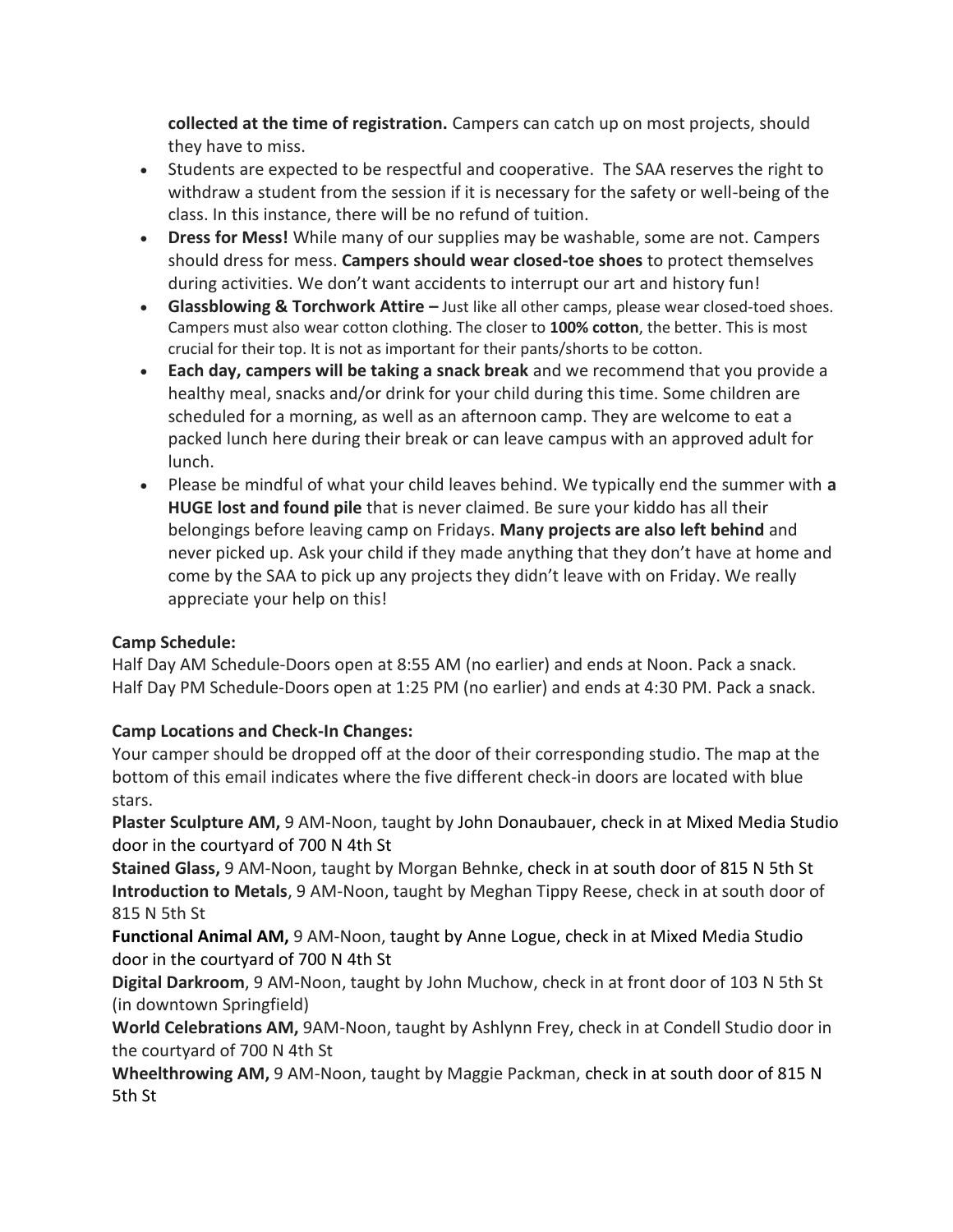**collected at the time of registration.** Campers can catch up on most projects, should they have to miss.

- Students are expected to be respectful and cooperative. The SAA reserves the right to withdraw a student from the session if it is necessary for the safety or well-being of the class. In this instance, there will be no refund of tuition.
- **Dress for Mess!** While many of our supplies may be washable, some are not. Campers should dress for mess. **Campers should wear closed-toe shoes** to protect themselves during activities. We don't want accidents to interrupt our art and history fun!
- **Glassblowing & Torchwork Attire –** Just like all other camps, please wear closed-toed shoes. Campers must also wear cotton clothing. The closer to **100% cotton**, the better. This is most crucial for their top. It is not as important for their pants/shorts to be cotton.
- **Each day, campers will be taking a snack break** and we recommend that you provide a healthy meal, snacks and/or drink for your child during this time. Some children are scheduled for a morning, as well as an afternoon camp. They are welcome to eat a packed lunch here during their break or can leave campus with an approved adult for lunch.
- Please be mindful of what your child leaves behind. We typically end the summer with **a HUGE lost and found pile** that is never claimed. Be sure your kiddo has all their belongings before leaving camp on Fridays. **Many projects are also left behind** and never picked up. Ask your child if they made anything that they don't have at home and come by the SAA to pick up any projects they didn't leave with on Friday. We really appreciate your help on this!

**Camp Schedule:**

Half Day AM Schedule-Doors open at 8:55 AM (no earlier) and ends at Noon. Pack a snack.
Half Day PM Schedule-Doors open at 1:25 PM (no earlier) and ends at 4:30 PM. Pack a snack.

**Camp Locations and Check-In Changes:**

Your camper should be dropped off at the door of their corresponding studio. The map at the bottom of this email indicates where the five different check-in doors are located with blue stars.

**Plaster Sculpture AM,** 9 AM-Noon, taught by John Donaubauer, check in at Mixed Media Studio door in the courtyard of 700 N 4th St

**Stained Glass,** 9 AM-Noon, taught by Morgan Behnke, check in at south door of 815 N 5th St

**Introduction to Metals**, 9 AM-Noon, taught by Meghan Tippy Reese, check in at south door of 815 N 5th St

**Functional Animal AM,** 9 AM-Noon, taught by Anne Logue, check in at Mixed Media Studio door in the courtyard of 700 N 4th St

**Digital Darkroom**, 9 AM-Noon, taught by John Muchow, check in at front door of 103 N 5th St (in downtown Springfield)

**World Celebrations AM,** 9AM-Noon, taught by Ashlynn Frey, check in at Condell Studio door in the courtyard of 700 N 4th St

**Wheelthrowing AM,** 9 AM-Noon, taught by Maggie Packman, check in at south door of 815 N 5th St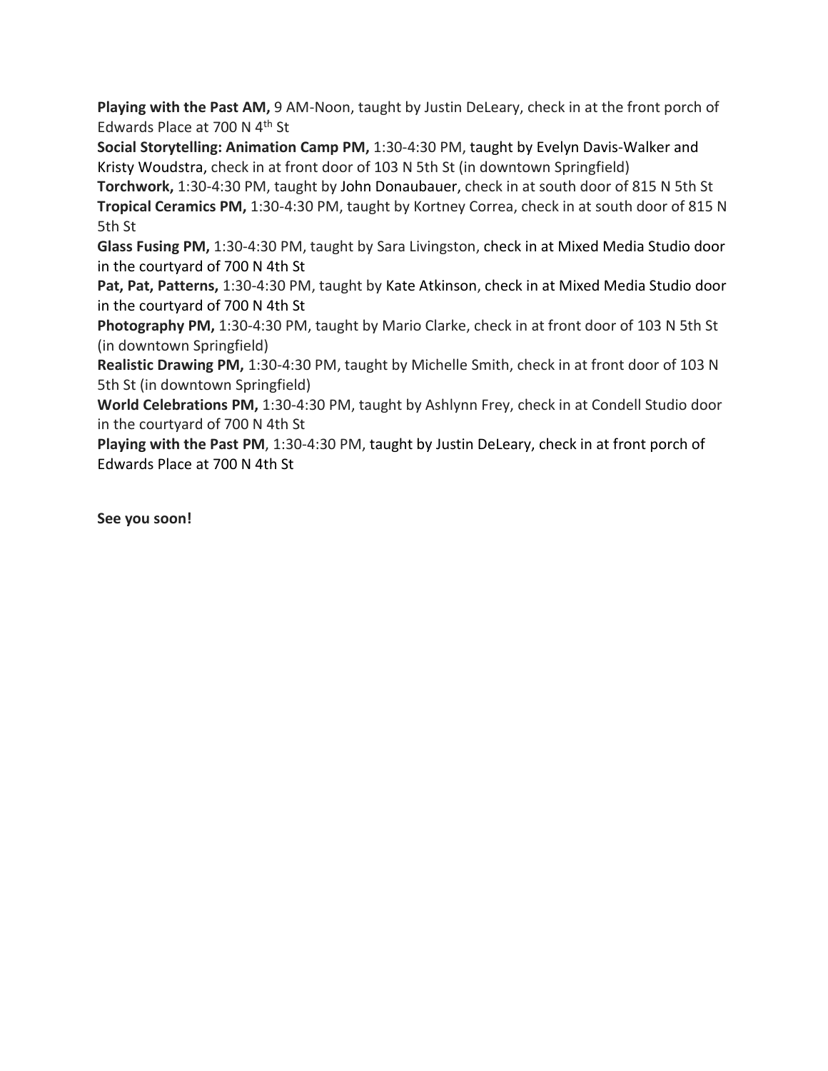**Playing with the Past AM,** 9 AM-Noon, taught by Justin DeLeary, check in at the front porch of Edwards Place at 700 N 4th St

**Social Storytelling: Animation Camp PM,** 1:30-4:30 PM, taught by Evelyn Davis-Walker and Kristy Woudstra, check in at front door of 103 N 5th St (in downtown Springfield)

**Torchwork,** 1:30-4:30 PM, taught by John Donaubauer, check in at south door of 815 N 5th St

**Tropical Ceramics PM,** 1:30-4:30 PM, taught by Kortney Correa, check in at south door of 815 N 5th St

**Glass Fusing PM,** 1:30-4:30 PM, taught by Sara Livingston, check in at Mixed Media Studio door in the courtyard of 700 N 4th St

**Pat, Pat, Patterns,** 1:30-4:30 PM, taught by Kate Atkinson, check in at Mixed Media Studio door in the courtyard of 700 N 4th St

**Photography PM,** 1:30-4:30 PM, taught by Mario Clarke, check in at front door of 103 N 5th St (in downtown Springfield)

**Realistic Drawing PM,** 1:30-4:30 PM, taught by Michelle Smith, check in at front door of 103 N 5th St (in downtown Springfield)

**World Celebrations PM,** 1:30-4:30 PM, taught by Ashlynn Frey, check in at Condell Studio door in the courtyard of 700 N 4th St

**Playing with the Past PM**, 1:30-4:30 PM, taught by Justin DeLeary, check in at front porch of Edwards Place at 700 N 4th St

**See you soon!**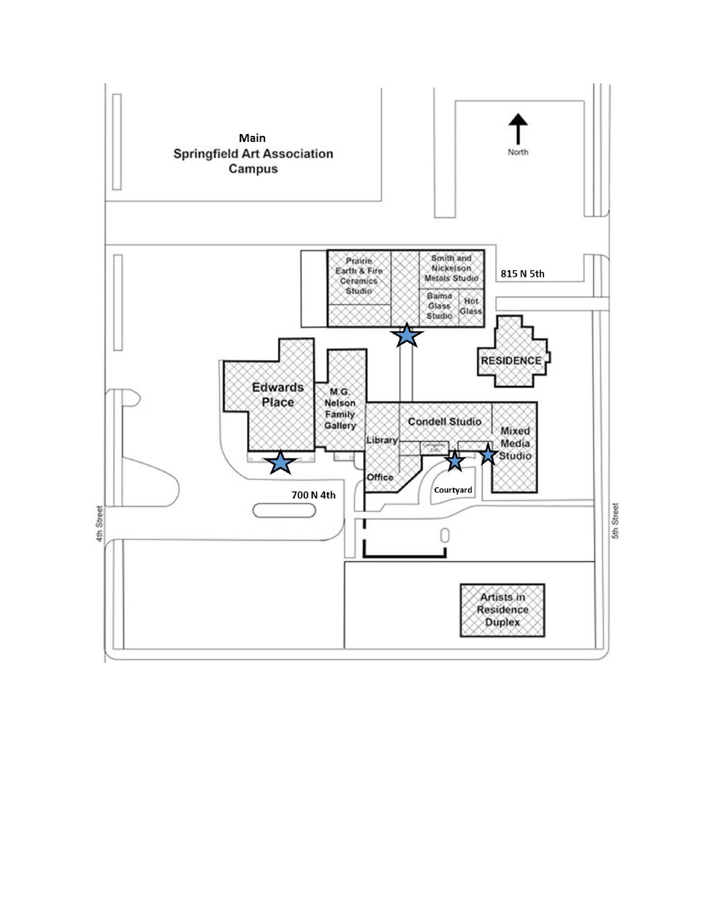Main
Springfield Art Association
Campus

North

Prairie Earth & Fire Ceramics Studio

Smith and Nickelson Metals Studio

Baima Glass Studio

Hot Glass

815 N 5th

RESIDENCE

Edwards Place

M.G. Nelson Family Gallery

Library

Condell Studio

Mixed Media Studio

Office

Courtyard

700 N 4th

4th Street

5th Street

Artists in Residence Duplex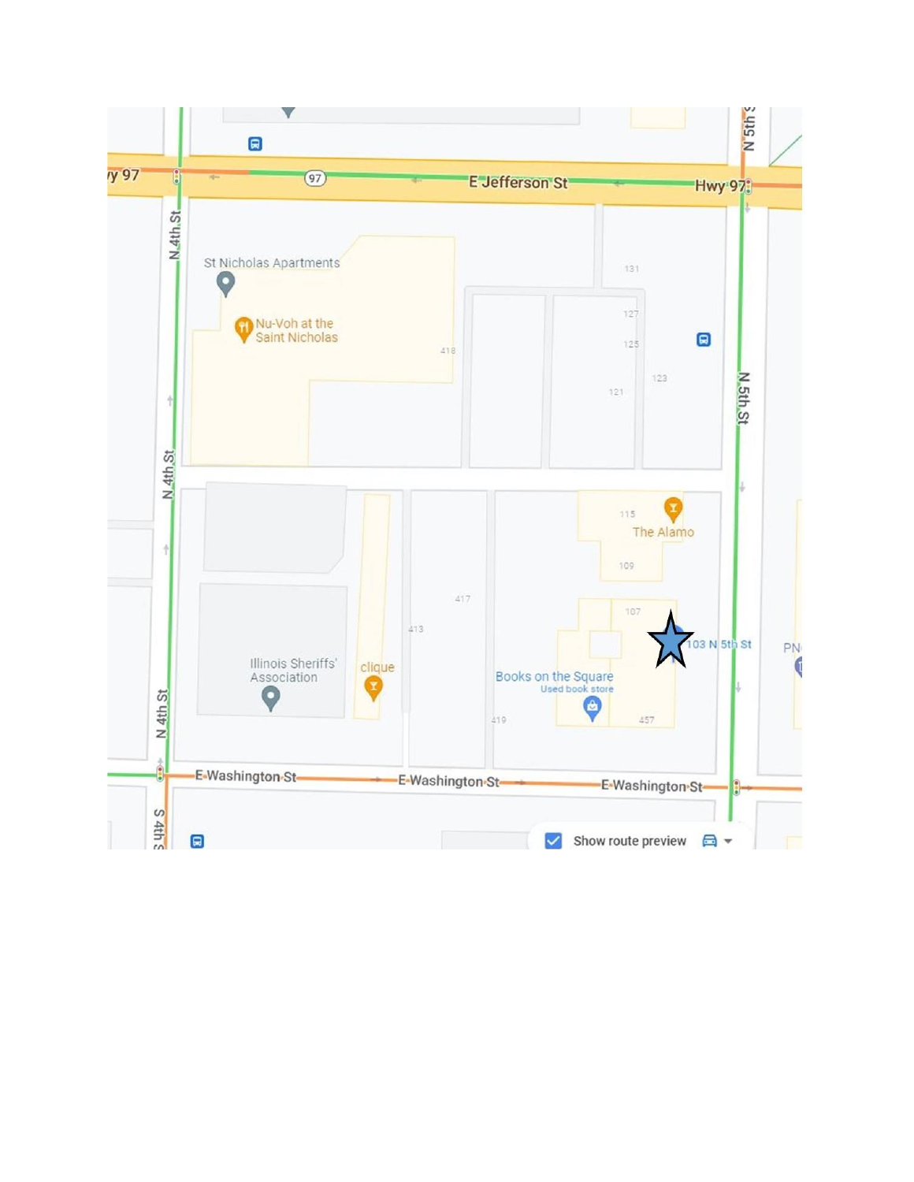Hwy 97

E Jefferson St

Hwy 97

97

N 5th St

N 4th St

St Nicholas Apartments

Nu-Voh at the Saint Nicholas

418

131

127

125

121

123

N 5th St

N 4th St

115

The Alamo

109

107

103 N 5th St

417

413

Illinois Sheriffs' Association

clique

Books on the Square

Used book store

419

457

N 4th St

E Washington St

E Washington St

E Washington St

S 4th St

Show route preview